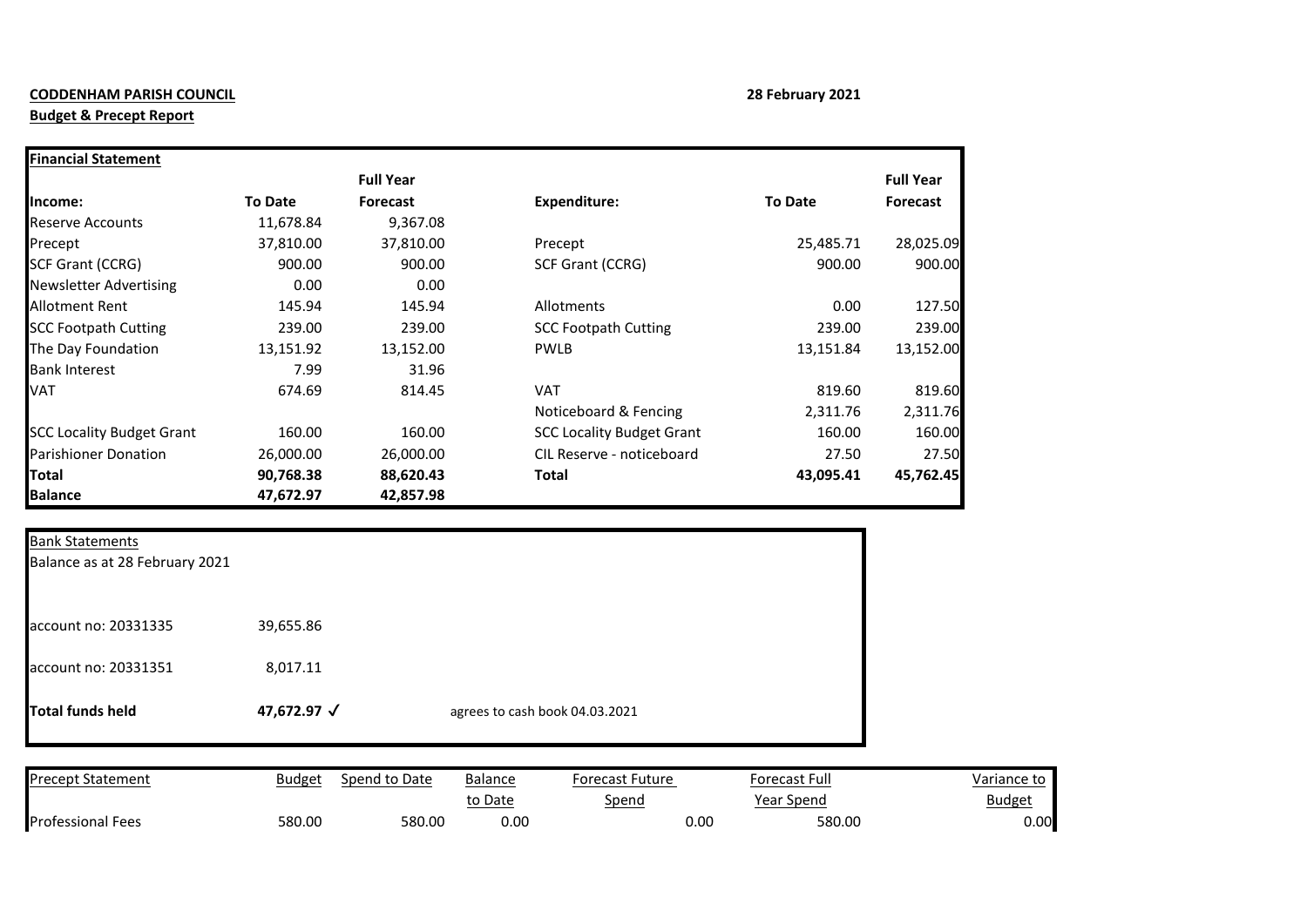**CODDENHAM PARISH COUNCIL**

**Budget & Precept Report**

**28 February 2021**

| **Financial Statement** | | | | | |
|---|---|---|---|---|---|
| | | **Full Year** | | | **Full Year** |
| **Income:** | **To Date** | **Forecast** | **Expenditure:** | **To Date** | **Forecast** |
| Reserve Accounts | 11,678.84 | 9,367.08 | | | |
| Precept | 37,810.00 | 37,810.00 | Precept | 25,485.71 | 28,025.09 |
| SCF Grant (CCRG) | 900.00 | 900.00 | SCF Grant (CCRG) | 900.00 | 900.00 |
| Newsletter Advertising | 0.00 | 0.00 | | | |
| Allotment Rent | 145.94 | 145.94 | Allotments | 0.00 | 127.50 |
| SCC Footpath Cutting | 239.00 | 239.00 | SCC Footpath Cutting | 239.00 | 239.00 |
| The Day Foundation | 13,151.92 | 13,152.00 | PWLB | 13,151.84 | 13,152.00 |
| Bank Interest | 7.99 | 31.96 | | | |
| VAT | 674.69 | 814.45 | VAT | 819.60 | 819.60 |
| | | | Noticeboard & Fencing | 2,311.76 | 2,311.76 |
| SCC Locality Budget Grant | 160.00 | 160.00 | SCC Locality Budget Grant | 160.00 | 160.00 |
| Parishioner Donation | 26,000.00 | 26,000.00 | CIL Reserve - noticeboard | 27.50 | 27.50 |
| **Total** | **90,768.38** | **88,620.43** | **Total** | **43,095.41** | **45,762.45** |
| **Balance** | **47,672.97** | **42,857.98** | | | |

| Bank Statements | | |
|---|---|---|
| Balance as at 28 February 2021 | | |
| account no: 20331335 | 39,655.86 | |
| account no: 20331351 | 8,017.11 | |
| **Total funds held** | **47,672.97 ✓** | agrees to cash book 04.03.2021 |

| Precept Statement | Budget | Spend to Date | Balance to Date | Forecast Future Spend | Forecast Full Year Spend | Variance to Budget |
|---|---|---|---|---|---|---|
| Professional Fees | 580.00 | 580.00 | 0.00 | 0.00 | 580.00 | 0.00 |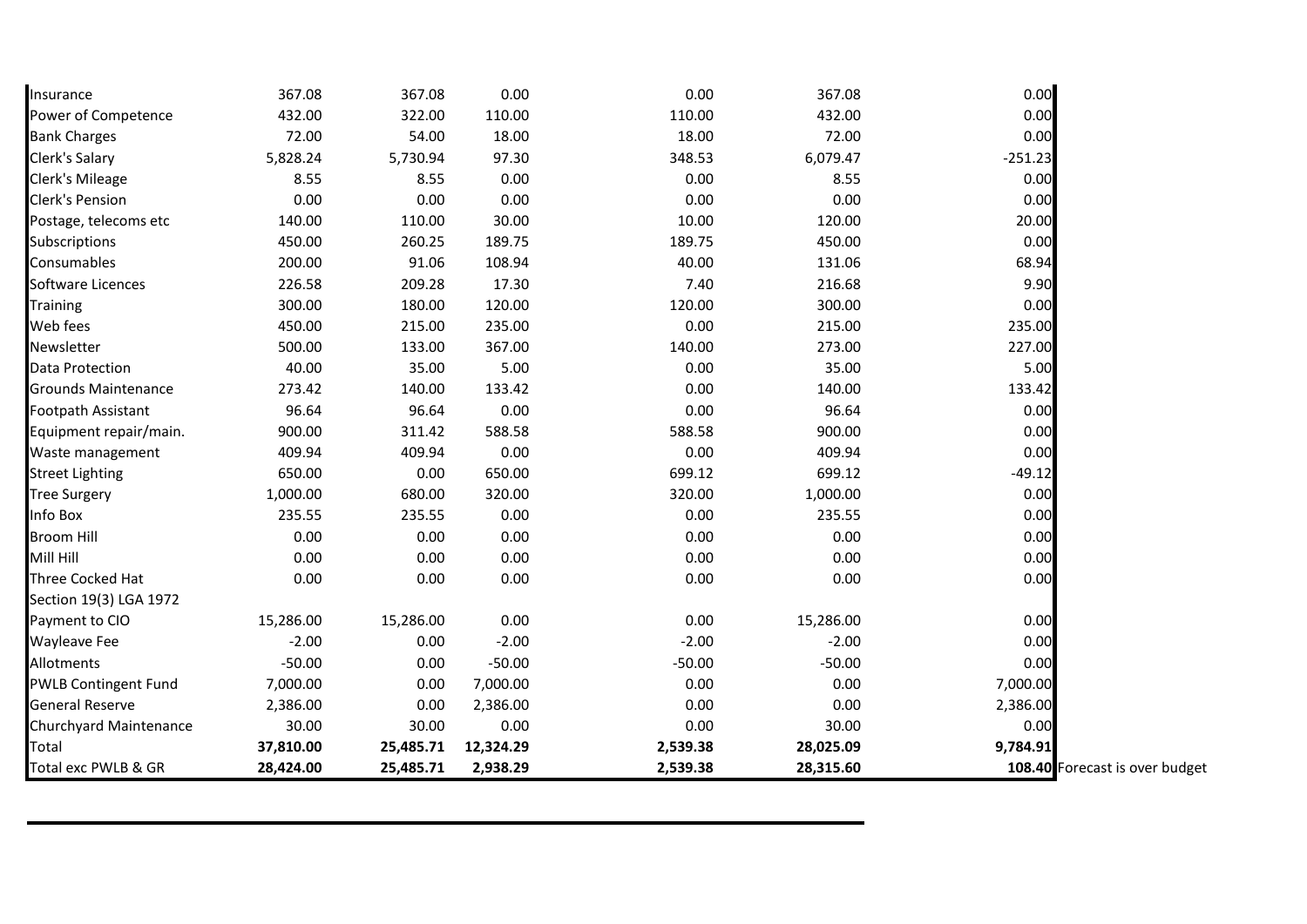| | | | | | | | |
|---|---|---|---|---|---|---|---|
| Insurance | 367.08 | 367.08 | 0.00 | 0.00 | 367.08 | 0.00 | |
| Power of Competence | 432.00 | 322.00 | 110.00 | 110.00 | 432.00 | 0.00 | |
| Bank Charges | 72.00 | 54.00 | 18.00 | 18.00 | 72.00 | 0.00 | |
| Clerk's Salary | 5,828.24 | 5,730.94 | 97.30 | 348.53 | 6,079.47 | -251.23 | |
| Clerk's Mileage | 8.55 | 8.55 | 0.00 | 0.00 | 8.55 | 0.00 | |
| Clerk's Pension | 0.00 | 0.00 | 0.00 | 0.00 | 0.00 | 0.00 | |
| Postage, telecoms etc | 140.00 | 110.00 | 30.00 | 10.00 | 120.00 | 20.00 | |
| Subscriptions | 450.00 | 260.25 | 189.75 | 189.75 | 450.00 | 0.00 | |
| Consumables | 200.00 | 91.06 | 108.94 | 40.00 | 131.06 | 68.94 | |
| Software Licences | 226.58 | 209.28 | 17.30 | 7.40 | 216.68 | 9.90 | |
| Training | 300.00 | 180.00 | 120.00 | 120.00 | 300.00 | 0.00 | |
| Web fees | 450.00 | 215.00 | 235.00 | 0.00 | 215.00 | 235.00 | |
| Newsletter | 500.00 | 133.00 | 367.00 | 140.00 | 273.00 | 227.00 | |
| Data Protection | 40.00 | 35.00 | 5.00 | 0.00 | 35.00 | 5.00 | |
| Grounds Maintenance | 273.42 | 140.00 | 133.42 | 0.00 | 140.00 | 133.42 | |
| Footpath Assistant | 96.64 | 96.64 | 0.00 | 0.00 | 96.64 | 0.00 | |
| Equipment repair/main. | 900.00 | 311.42 | 588.58 | 588.58 | 900.00 | 0.00 | |
| Waste management | 409.94 | 409.94 | 0.00 | 0.00 | 409.94 | 0.00 | |
| Street Lighting | 650.00 | 0.00 | 650.00 | 699.12 | 699.12 | -49.12 | |
| Tree Surgery | 1,000.00 | 680.00 | 320.00 | 320.00 | 1,000.00 | 0.00 | |
| Info Box | 235.55 | 235.55 | 0.00 | 0.00 | 235.55 | 0.00 | |
| Broom Hill | 0.00 | 0.00 | 0.00 | 0.00 | 0.00 | 0.00 | |
| Mill Hill | 0.00 | 0.00 | 0.00 | 0.00 | 0.00 | 0.00 | |
| Three Cocked Hat | 0.00 | 0.00 | 0.00 | 0.00 | 0.00 | 0.00 | |
| Section 19(3) LGA 1972 | | | | | | | |
| Payment to CIO | 15,286.00 | 15,286.00 | 0.00 | 0.00 | 15,286.00 | 0.00 | |
| Wayleave Fee | -2.00 | 0.00 | -2.00 | -2.00 | -2.00 | 0.00 | |
| Allotments | -50.00 | 0.00 | -50.00 | -50.00 | -50.00 | 0.00 | |
| PWLB Contingent Fund | 7,000.00 | 0.00 | 7,000.00 | 0.00 | 0.00 | 7,000.00 | |
| General Reserve | 2,386.00 | 0.00 | 2,386.00 | 0.00 | 0.00 | 2,386.00 | |
| Churchyard Maintenance | 30.00 | 30.00 | 0.00 | 0.00 | 30.00 | 0.00 | |
| Total | **37,810.00** | **25,485.71** | **12,324.29** | **2,539.38** | **28,025.09** | **9,784.91** | |
| Total exc PWLB & GR | **28,424.00** | **25,485.71** | **2,938.29** | **2,539.38** | **28,315.60** | **108.40** | Forecast is over budget |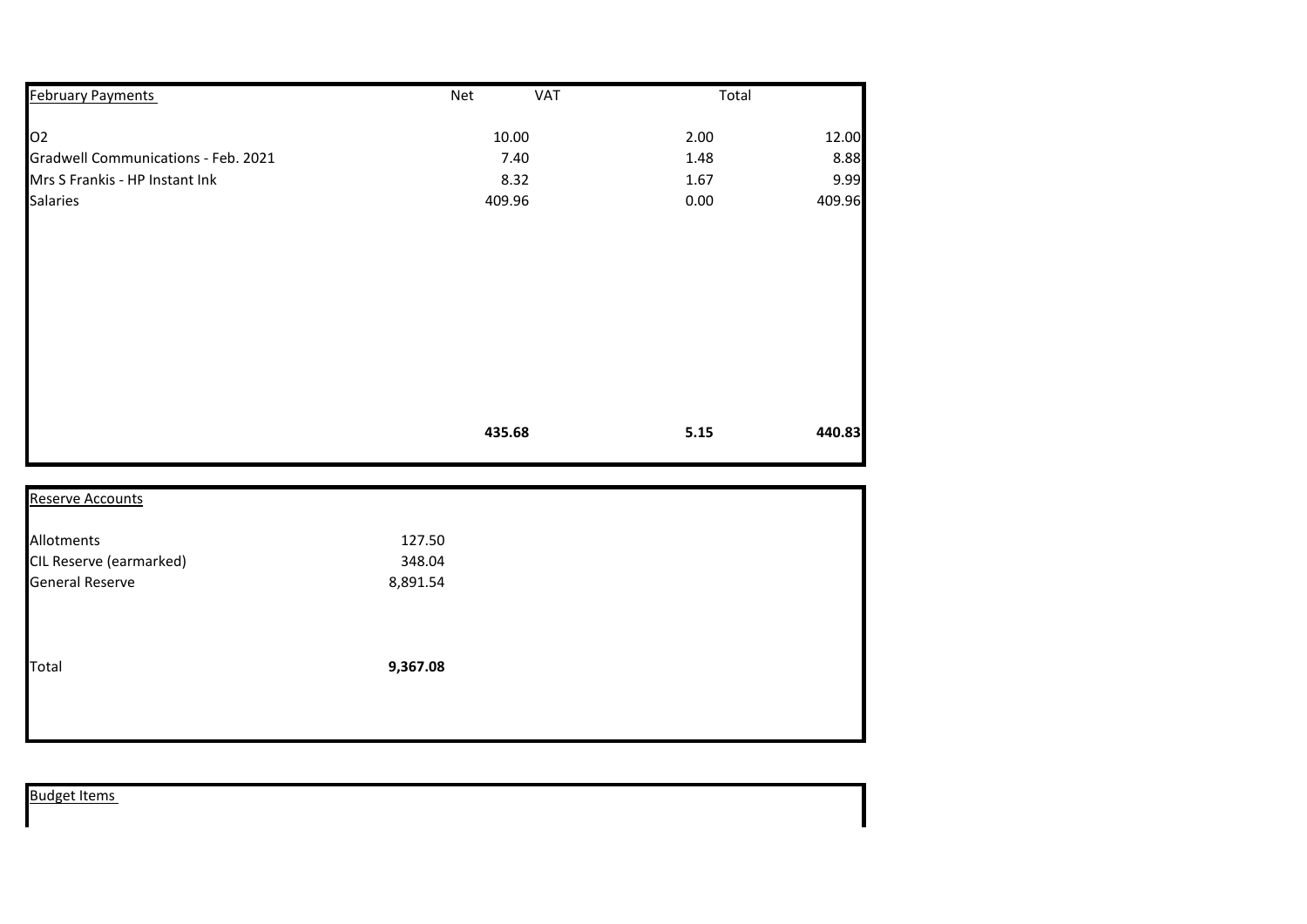| February Payments | Net | VAT | Total |
|---|---|---|---|
| O2 | 10.00 | 2.00 | 12.00 |
| Gradwell Communications - Feb. 2021 | 7.40 | 1.48 | 8.88 |
| Mrs S Frankis - HP Instant Ink | 8.32 | 1.67 | 9.99 |
| Salaries | 409.96 | 0.00 | 409.96 |
| | **435.68** | **5.15** | **440.83** |

| Reserve Accounts | |
|---|---|
| Allotments | 127.50 |
| CIL Reserve (earmarked) | 348.04 |
| General Reserve | 8,891.54 |
| Total | **9,367.08** |

Budget Items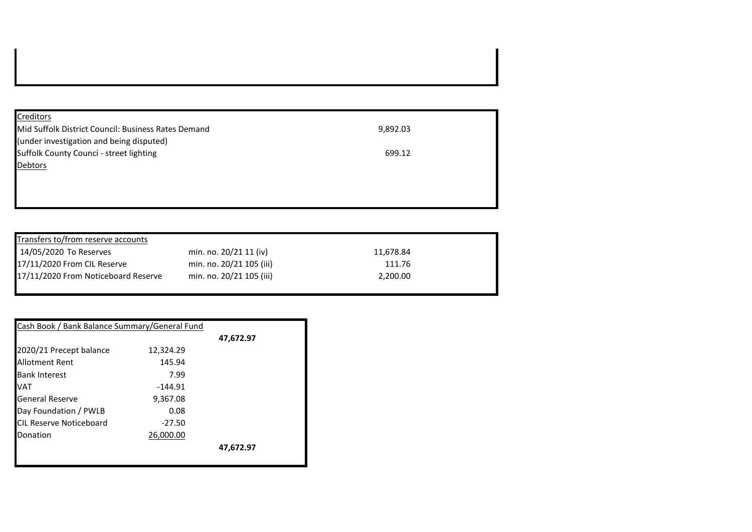| | |
|---|---|
| Creditors | |
| Mid Suffolk District Council: Business Rates Demand | 9,892.03 |
| (under investigation and being disputed) | |
| Suffolk County Counci - street lighting | 699.12 |
| Debtors | |

| | | |
|---|---|---|
| Transfers to/from reserve accounts | | |
| 14/05/2020 To Reserves | min. no. 20/21 11 (iv) | 11,678.84 |
| 17/11/2020 From CIL Reserve | min. no. 20/21 105 (iii) | 111.76 |
| 17/11/2020 From Noticeboard Reserve | min. no. 20/21 105 (iii) | 2,200.00 |

| | | |
|---|---|---|
| Cash Book / Bank Balance Summary/General Fund | | |
| | | **47,672.97** |
| 2020/21 Precept balance | 12,324.29 | |
| Allotment Rent | 145.94 | |
| Bank Interest | 7.99 | |
| VAT | -144.91 | |
| General Reserve | 9,367.08 | |
| Day Foundation / PWLB | 0.08 | |
| CIL Reserve Noticeboard | -27.50 | |
| Donation | 26,000.00 | |
| | | **47,672.97** |